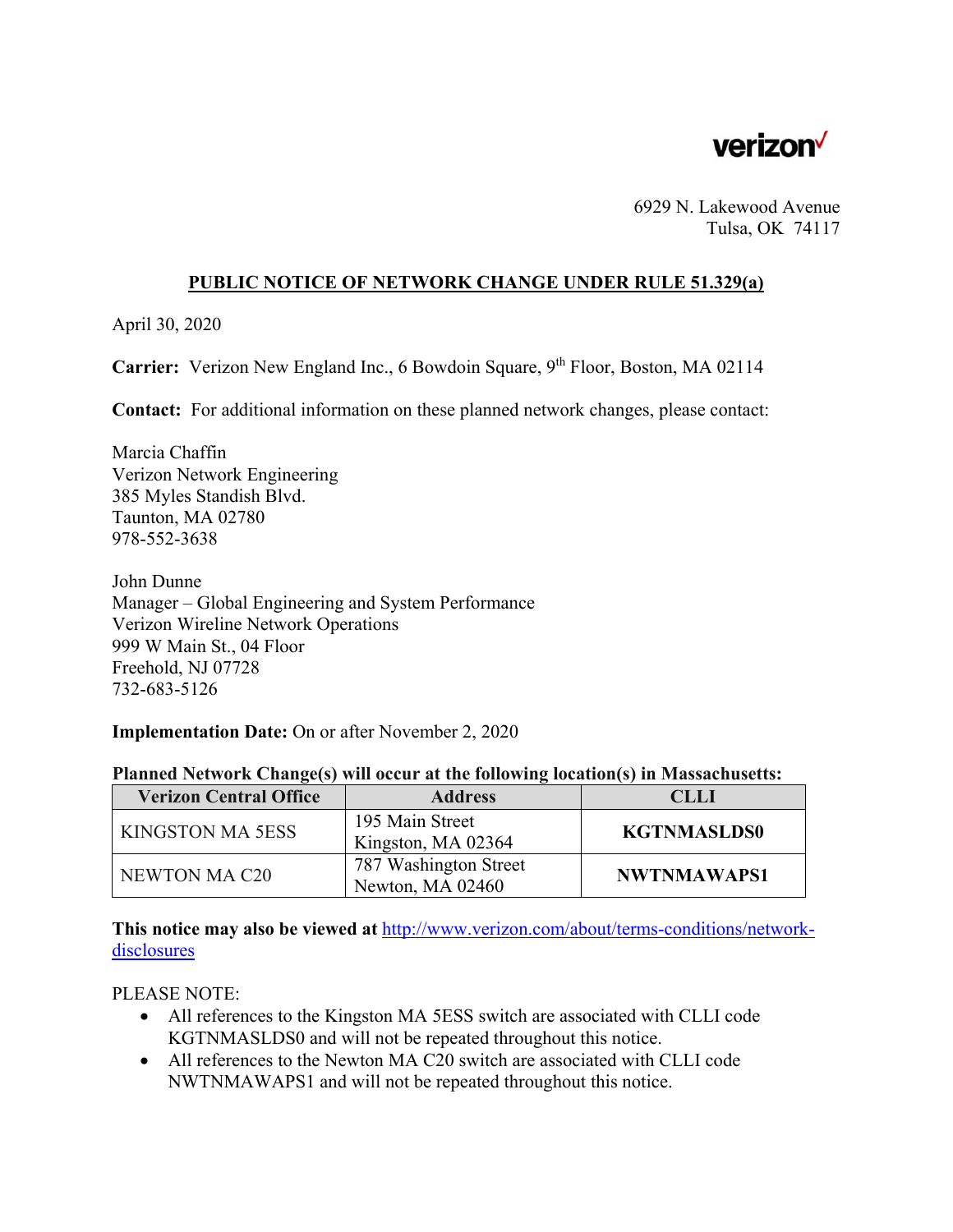verizon

6929 N. Lakewood Avenue
Tulsa, OK 74117

## PUBLIC NOTICE OF NETWORK CHANGE UNDER RULE 51.329(a)

April 30, 2020

**Carrier:** Verizon New England Inc., 6 Bowdoin Square, 9th Floor, Boston, MA 02114

**Contact:** For additional information on these planned network changes, please contact:

Marcia Chaffin
Verizon Network Engineering
385 Myles Standish Blvd.
Taunton, MA 02780
978-552-3638

John Dunne
Manager – Global Engineering and System Performance
Verizon Wireline Network Operations
999 W Main St., 04 Floor
Freehold, NJ 07728
732-683-5126

**Implementation Date:** On or after November 2, 2020

**Planned Network Change(s) will occur at the following location(s) in Massachusetts:**

| Verizon Central Office | Address | CLLI |
|---|---|---|
| KINGSTON MA 5ESS | 195 Main Street Kingston, MA 02364 | **KGTNMASLDS0** |
| NEWTON MA C20 | 787 Washington Street Newton, MA 02460 | **NWTNMAWAPS1** |

**This notice may also be viewed at** http://www.verizon.com/about/terms-conditions/network-disclosures

PLEASE NOTE:

- All references to the Kingston MA 5ESS switch are associated with CLLI code KGTNMASLDS0 and will not be repeated throughout this notice.
- All references to the Newton MA C20 switch are associated with CLLI code NWTNMAWAPS1 and will not be repeated throughout this notice.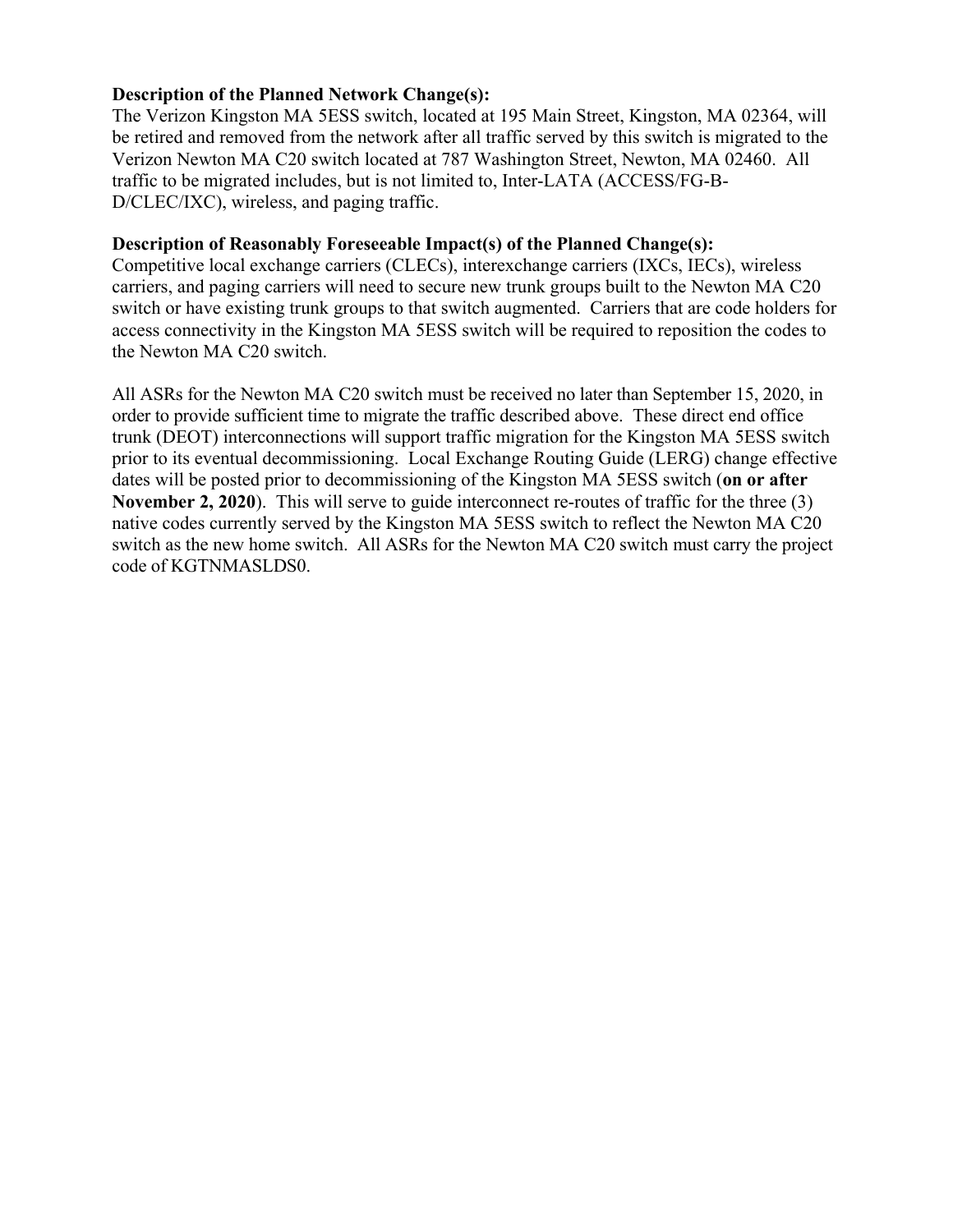**Description of the Planned Network Change(s):**
The Verizon Kingston MA 5ESS switch, located at 195 Main Street, Kingston, MA 02364, will be retired and removed from the network after all traffic served by this switch is migrated to the Verizon Newton MA C20 switch located at 787 Washington Street, Newton, MA 02460. All traffic to be migrated includes, but is not limited to, Inter-LATA (ACCESS/FG-B-D/CLEC/IXC), wireless, and paging traffic.

**Description of Reasonably Foreseeable Impact(s) of the Planned Change(s):**
Competitive local exchange carriers (CLECs), interexchange carriers (IXCs, IECs), wireless carriers, and paging carriers will need to secure new trunk groups built to the Newton MA C20 switch or have existing trunk groups to that switch augmented. Carriers that are code holders for access connectivity in the Kingston MA 5ESS switch will be required to reposition the codes to the Newton MA C20 switch.

All ASRs for the Newton MA C20 switch must be received no later than September 15, 2020, in order to provide sufficient time to migrate the traffic described above. These direct end office trunk (DEOT) interconnections will support traffic migration for the Kingston MA 5ESS switch prior to its eventual decommissioning. Local Exchange Routing Guide (LERG) change effective dates will be posted prior to decommissioning of the Kingston MA 5ESS switch (**on or after November 2, 2020**). This will serve to guide interconnect re-routes of traffic for the three (3) native codes currently served by the Kingston MA 5ESS switch to reflect the Newton MA C20 switch as the new home switch. All ASRs for the Newton MA C20 switch must carry the project code of KGTNMASLDS0.